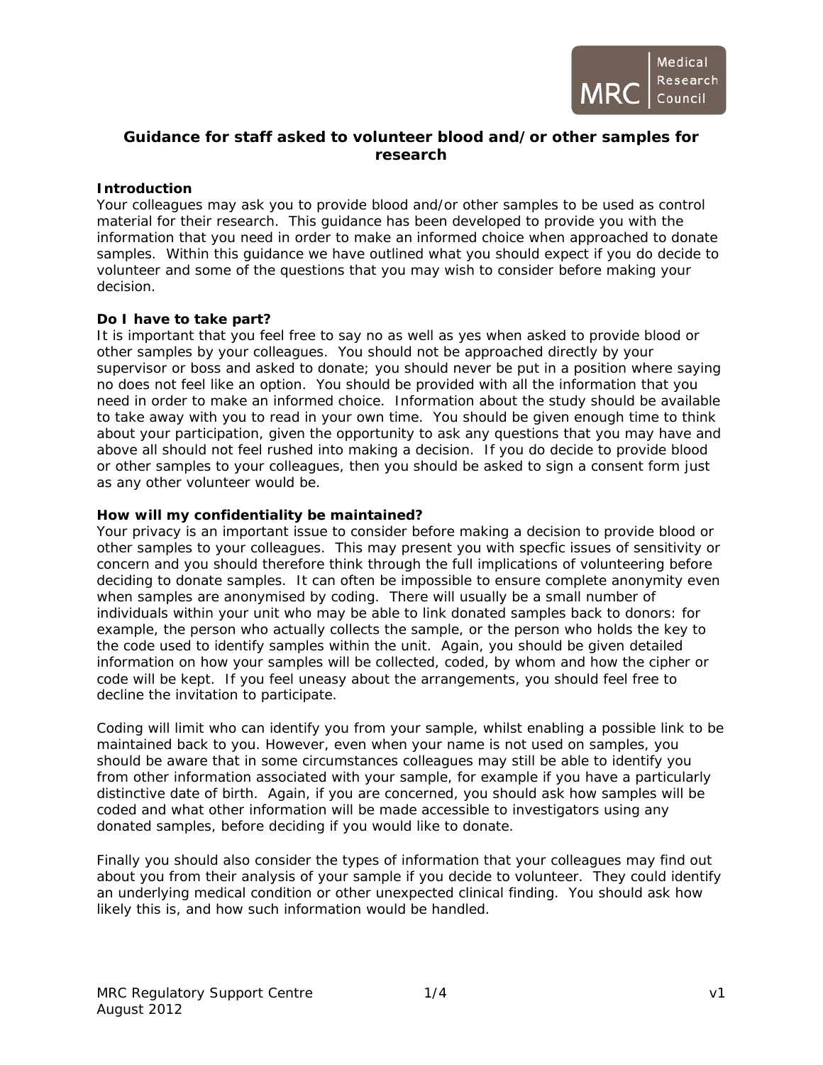# Guidance for staff asked to volunteer blood and/or other samples for research

## Introduction

Your colleagues may ask you to provide blood and/or other samples to be used as control material for their research. This guidance has been developed to provide you with the information that you need in order to make an informed choice when approached to donate samples. Within this guidance we have outlined what you should expect if you do decide to volunteer and some of the questions that you may wish to consider before making your decision.

## Do I have to take part?

It is important that you feel free to say no as well as yes when asked to provide blood or other samples by your colleagues. You should not be approached directly by your supervisor or boss and asked to donate; you should never be put in a position where saying no does not feel like an option. You should be provided with all the information that you need in order to make an informed choice. Information about the study should be available to take away with you to read in your own time. You should be given enough time to think about your participation, given the opportunity to ask any questions that you may have and above all should not feel rushed into making a decision. If you do decide to provide blood or other samples to your colleagues, then you should be asked to sign a consent form just as any other volunteer would be.

## How will my confidentiality be maintained?

Your privacy is an important issue to consider before making a decision to provide blood or other samples to your colleagues. This may present you with specfic issues of sensitivity or concern and you should therefore think through the full implications of volunteering before deciding to donate samples. It can often be impossible to ensure complete anonymity even when samples are anonymised by coding. There will usually be a small number of individuals within your unit who may be able to link donated samples back to donors: for example, the person who actually collects the sample, or the person who holds the key to the code used to identify samples within the unit. Again, you should be given detailed information on how your samples will be collected, coded, by whom and how the cipher or code will be kept. If you feel uneasy about the arrangements, you should feel free to decline the invitation to participate.

Coding will limit who can identify you from your sample, whilst enabling a possible link to be maintained back to you. However, even when your name is not used on samples, you should be aware that in some circumstances colleagues may still be able to identify you from other information associated with your sample, for example if you have a particularly distinctive date of birth. Again, if you are concerned, you should ask how samples will be coded and what other information will be made accessible to investigators using any donated samples, before deciding if you would like to donate.

Finally you should also consider the types of information that your colleagues may find out about you from their analysis of your sample if you decide to volunteer. They could identify an underlying medical condition or other unexpected clinical finding. You should ask how likely this is, and how such information would be handled.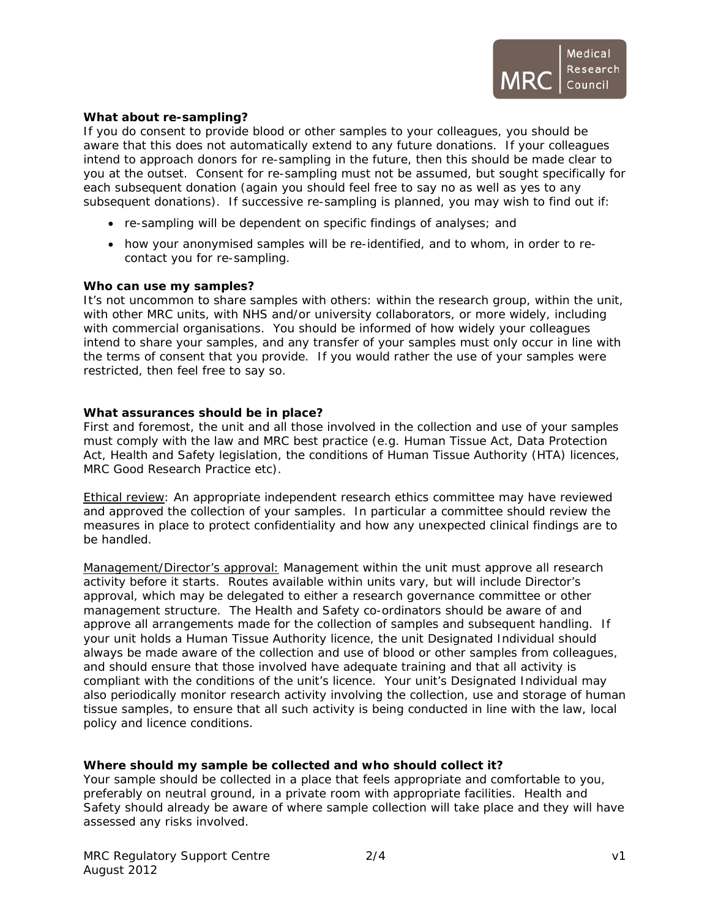**What about re-sampling?**
If you do consent to provide blood or other samples to your colleagues, you should be aware that this does not automatically extend to any future donations. If your colleagues intend to approach donors for re-sampling in the future, then this should be made clear to you at the outset. Consent for re-sampling must not be assumed, but sought specifically for each subsequent donation (again you should feel free to say no as well as yes to any subsequent donations). If successive re-sampling is planned, you may wish to find out if:

- re-sampling will be dependent on specific findings of analyses; and
- how your anonymised samples will be re-identified, and to whom, in order to re-contact you for re-sampling.

**Who can use my samples?**
It's not uncommon to share samples with others: within the research group, within the unit, with other MRC units, with NHS and/or university collaborators, or more widely, including with commercial organisations. You should be informed of how widely your colleagues intend to share your samples, and any transfer of your samples must only occur in line with the terms of consent that you provide. If you would rather the use of your samples were restricted, then feel free to say so.

**What assurances should be in place?**
First and foremost, the unit and all those involved in the collection and use of your samples must comply with the law and MRC best practice (e.g. Human Tissue Act, Data Protection Act, Health and Safety legislation, the conditions of Human Tissue Authority (HTA) licences, MRC Good Research Practice etc).

<u>Ethical review</u>: An appropriate independent research ethics committee may have reviewed and approved the collection of your samples. In particular a committee should review the measures in place to protect confidentiality and how any unexpected clinical findings are to be handled.

<u>Management/Director's approval:</u> Management within the unit must approve all research activity before it starts. Routes available within units vary, but will include Director's approval, which may be delegated to either a research governance committee or other management structure. The Health and Safety co-ordinators should be aware of and approve all arrangements made for the collection of samples and subsequent handling. If your unit holds a Human Tissue Authority licence, the unit Designated Individual should always be made aware of the collection and use of blood or other samples from colleagues, and should ensure that those involved have adequate training and that all activity is compliant with the conditions of the unit's licence. Your unit's Designated Individual may also periodically monitor research activity involving the collection, use and storage of human tissue samples, to ensure that all such activity is being conducted in line with the law, local policy and licence conditions.

**Where should my sample be collected and who should collect it?**
Your sample should be collected in a place that feels appropriate and comfortable to you, preferably on neutral ground, in a private room with appropriate facilities. Health and Safety should already be aware of where sample collection will take place and they will have assessed any risks involved.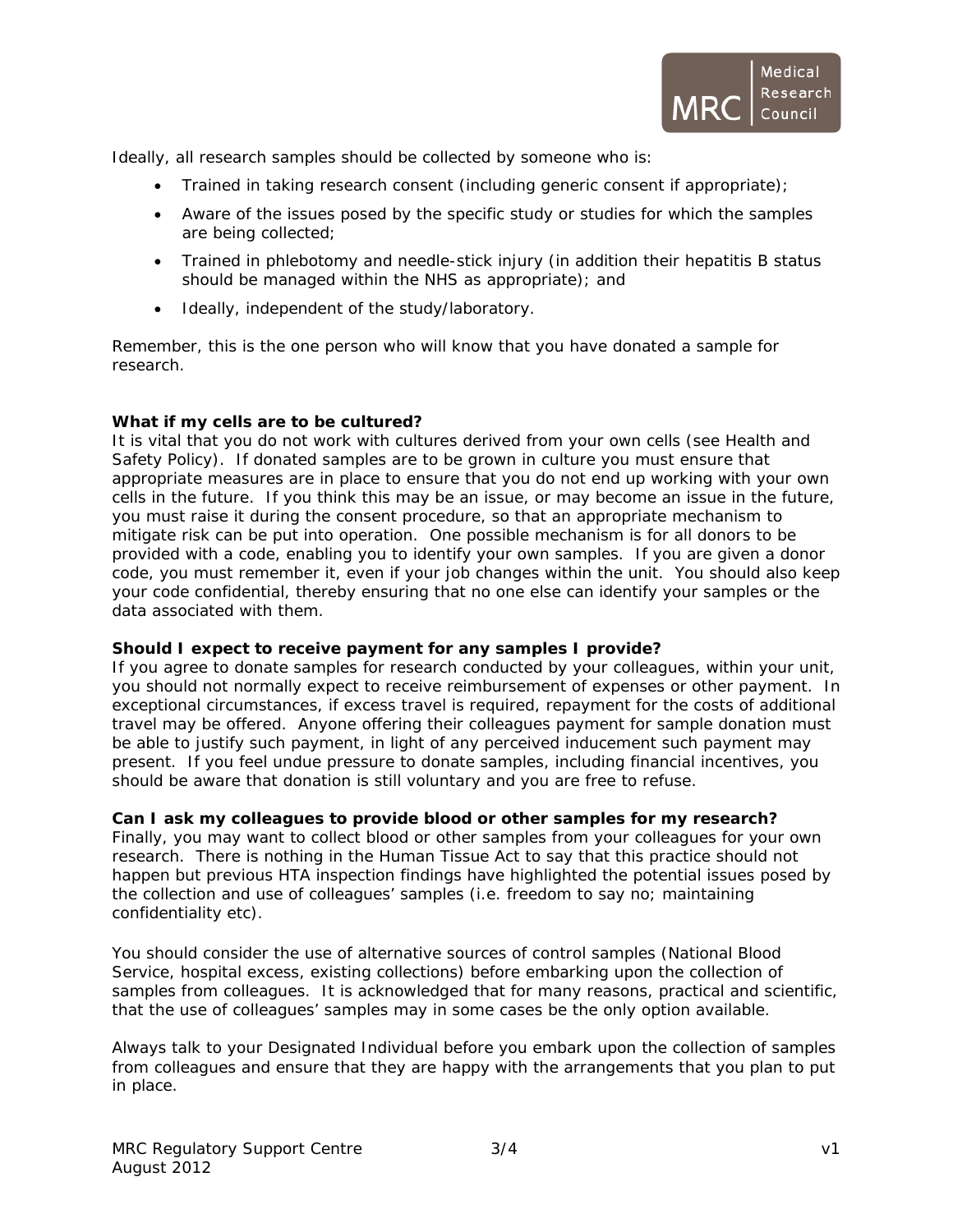Ideally, all research samples should be collected by someone who is:

- Trained in taking research consent (including generic consent if appropriate);
- Aware of the issues posed by the specific study or studies for which the samples are being collected;
- Trained in phlebotomy and needle-stick injury (in addition their hepatitis B status should be managed within the NHS as appropriate); and
- Ideally, independent of the study/laboratory.

Remember, this is the one person who will know that you have donated a sample for research.

**What if my cells are to be cultured?**

It is vital that you do not work with cultures derived from your own cells (see Health and Safety Policy). If donated samples are to be grown in culture you must ensure that appropriate measures are in place to ensure that you do not end up working with your own cells in the future. If you think this may be an issue, or may become an issue in the future, you must raise it during the consent procedure, so that an appropriate mechanism to mitigate risk can be put into operation. One possible mechanism is for all donors to be provided with a code, enabling you to identify your own samples. If you are given a donor code, you must remember it, even if your job changes within the unit. You should also keep your code confidential, thereby ensuring that no one else can identify your samples or the data associated with them.

**Should I expect to receive payment for any samples I provide?**

If you agree to donate samples for research conducted by your colleagues, within your unit, you should not normally expect to receive reimbursement of expenses or other payment. In exceptional circumstances, if excess travel is required, repayment for the costs of additional travel may be offered. Anyone offering their colleagues payment for sample donation must be able to justify such payment, in light of any perceived inducement such payment may present. If you feel undue pressure to donate samples, including financial incentives, you should be aware that donation is still voluntary and you are free to refuse.

**Can I ask my colleagues to provide blood or other samples for my research?**

Finally, you may want to collect blood or other samples from your colleagues for your own research. There is nothing in the Human Tissue Act to say that this practice should not happen but previous HTA inspection findings have highlighted the potential issues posed by the collection and use of colleagues' samples (i.e. freedom to say no; maintaining confidentiality etc).

You should consider the use of alternative sources of control samples (National Blood Service, hospital excess, existing collections) before embarking upon the collection of samples from colleagues. It is acknowledged that for many reasons, practical and scientific, that the use of colleagues' samples may in some cases be the only option available.

Always talk to your Designated Individual before you embark upon the collection of samples from colleagues and ensure that they are happy with the arrangements that you plan to put in place.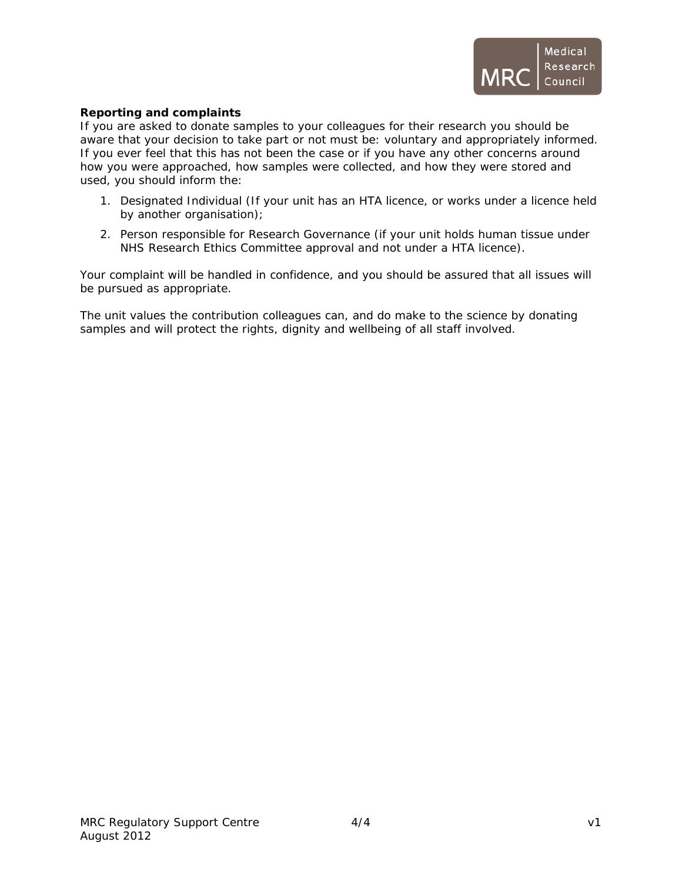**Reporting and complaints**

If you are asked to donate samples to your colleagues for their research you should be aware that your decision to take part or not must be: voluntary and appropriately informed. If you ever feel that this has not been the case or if you have any other concerns around how you were approached, how samples were collected, and how they were stored and used, you should inform the:

1. Designated Individual (If your unit has an HTA licence, or works under a licence held by another organisation);
2. Person responsible for Research Governance (if your unit holds human tissue under NHS Research Ethics Committee approval and not under a HTA licence).

Your complaint will be handled in confidence, and you should be assured that all issues will be pursued as appropriate.

The unit values the contribution colleagues can, and do make to the science by donating samples and will protect the rights, dignity and wellbeing of all staff involved.